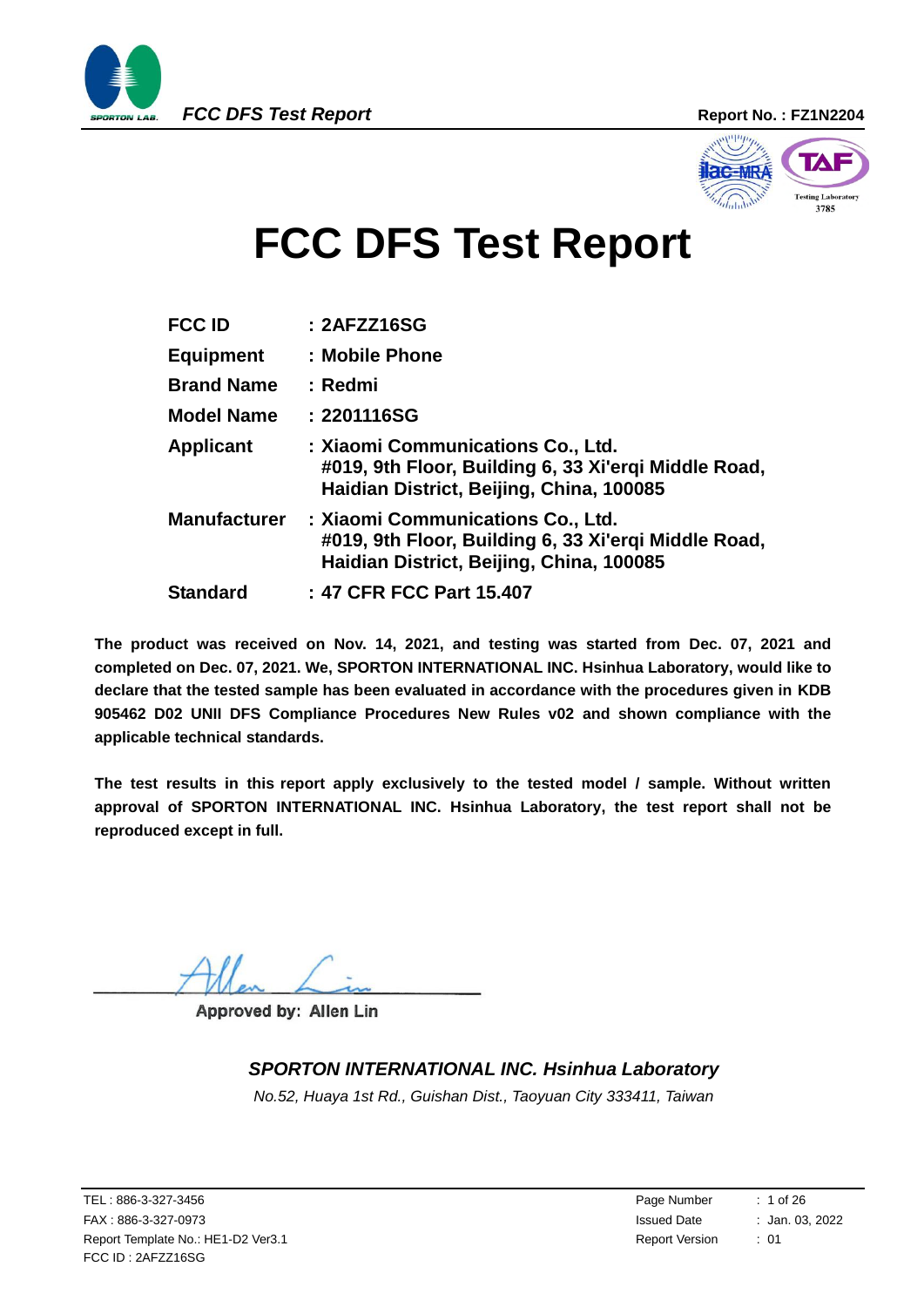# FCC DFS Test Report

| | |
|---|---|
| **FCC ID** | **: 2AFZZ16SG** |
| **Equipment** | **: Mobile Phone** |
| **Brand Name** | **: Redmi** |
| **Model Name** | **: 2201116SG** |
| **Applicant** | **: Xiaomi Communications Co., Ltd.<br>#019, 9th Floor, Building 6, 33 Xi'erqi Middle Road,<br>Haidian District, Beijing, China, 100085** |
| **Manufacturer** | **: Xiaomi Communications Co., Ltd.<br>#019, 9th Floor, Building 6, 33 Xi'erqi Middle Road,<br>Haidian District, Beijing, China, 100085** |
| **Standard** | **: 47 CFR FCC Part 15.407** |

**The product was received on Nov. 14, 2021, and testing was started from Dec. 07, 2021 and completed on Dec. 07, 2021. We, SPORTON INTERNATIONAL INC. Hsinhua Laboratory, would like to declare that the tested sample has been evaluated in accordance with the procedures given in KDB 905462 D02 UNII DFS Compliance Procedures New Rules v02 and shown compliance with the applicable technical standards.**

**The test results in this report apply exclusively to the tested model / sample. Without written approval of SPORTON INTERNATIONAL INC. Hsinhua Laboratory, the test report shall not be reproduced except in full.**

Approved by: Allen Lin

***SPORTON INTERNATIONAL INC. Hsinhua Laboratory***

*No.52, Huaya 1st Rd., Guishan Dist., Taoyuan City 333411, Taiwan*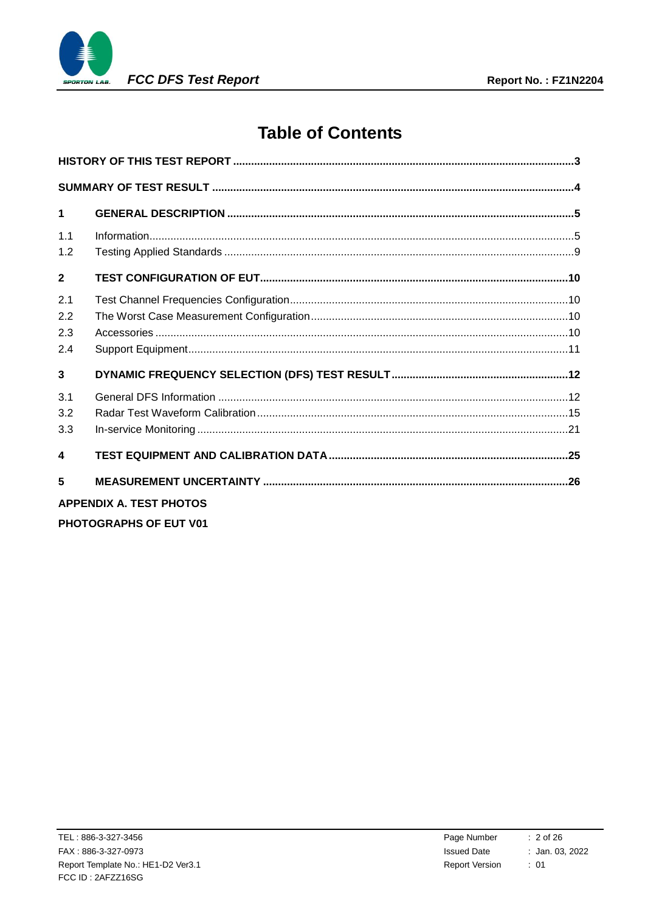# Table of Contents

**HISTORY OF THIS TEST REPORT** ..........3

**SUMMARY OF TEST RESULT** ..........4

**1 GENERAL DESCRIPTION** ..........5

1.1 Information ..........5

1.2 Testing Applied Standards ..........9

**2 TEST CONFIGURATION OF EUT** ..........10

2.1 Test Channel Frequencies Configuration ..........10

2.2 The Worst Case Measurement Configuration ..........10

2.3 Accessories ..........10

2.4 Support Equipment ..........11

**3 DYNAMIC FREQUENCY SELECTION (DFS) TEST RESULT** ..........12

3.1 General DFS Information ..........12

3.2 Radar Test Waveform Calibration ..........15

3.3 In-service Monitoring ..........21

**4 TEST EQUIPMENT AND CALIBRATION DATA** ..........25

**5 MEASUREMENT UNCERTAINTY** ..........26

**APPENDIX A. TEST PHOTOS**

**PHOTOGRAPHS OF EUT V01**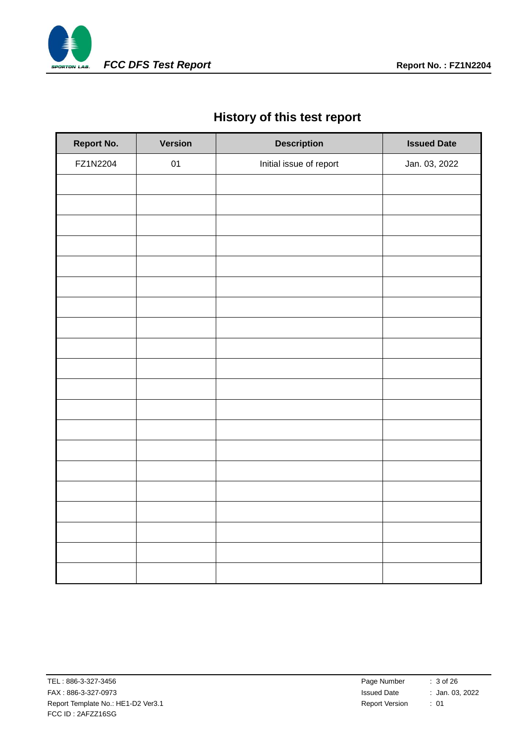# History of this test report

| Report No. | Version | Description | Issued Date |
|---|---|---|---|
| FZ1N2204 | 01 | Initial issue of report | Jan. 03, 2022 |
| | | | |
| | | | |
| | | | |
| | | | |
| | | | |
| | | | |
| | | | |
| | | | |
| | | | |
| | | | |
| | | | |
| | | | |
| | | | |
| | | | |
| | | | |
| | | | |
| | | | |
| | | | |
| | | | |
| | | | |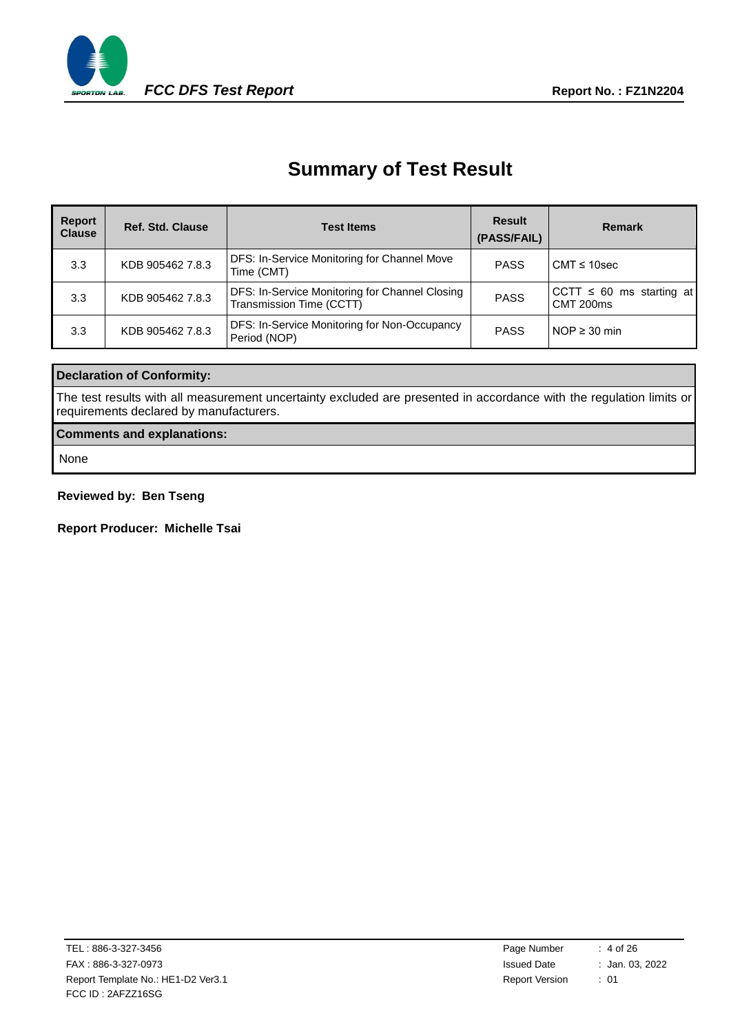# Summary of Test Result

| Report Clause | Ref. Std. Clause | Test Items | Result (PASS/FAIL) | Remark |
|---|---|---|---|---|
| 3.3 | KDB 905462 7.8.3 | DFS: In-Service Monitoring for Channel Move Time (CMT) | PASS | CMT ≤ 10sec |
| 3.3 | KDB 905462 7.8.3 | DFS: In-Service Monitoring for Channel Closing Transmission Time (CCTT) | PASS | CCTT ≤ 60 ms starting at CMT 200ms |
| 3.3 | KDB 905462 7.8.3 | DFS: In-Service Monitoring for Non-Occupancy Period (NOP) | PASS | NOP ≥ 30 min |

| Declaration of Conformity: |
|---|
| The test results with all measurement uncertainty excluded are presented in accordance with the regulation limits or requirements declared by manufacturers. |
| **Comments and explanations:** |
| None |

**Reviewed by: Ben Tseng**

**Report Producer: Michelle Tsai**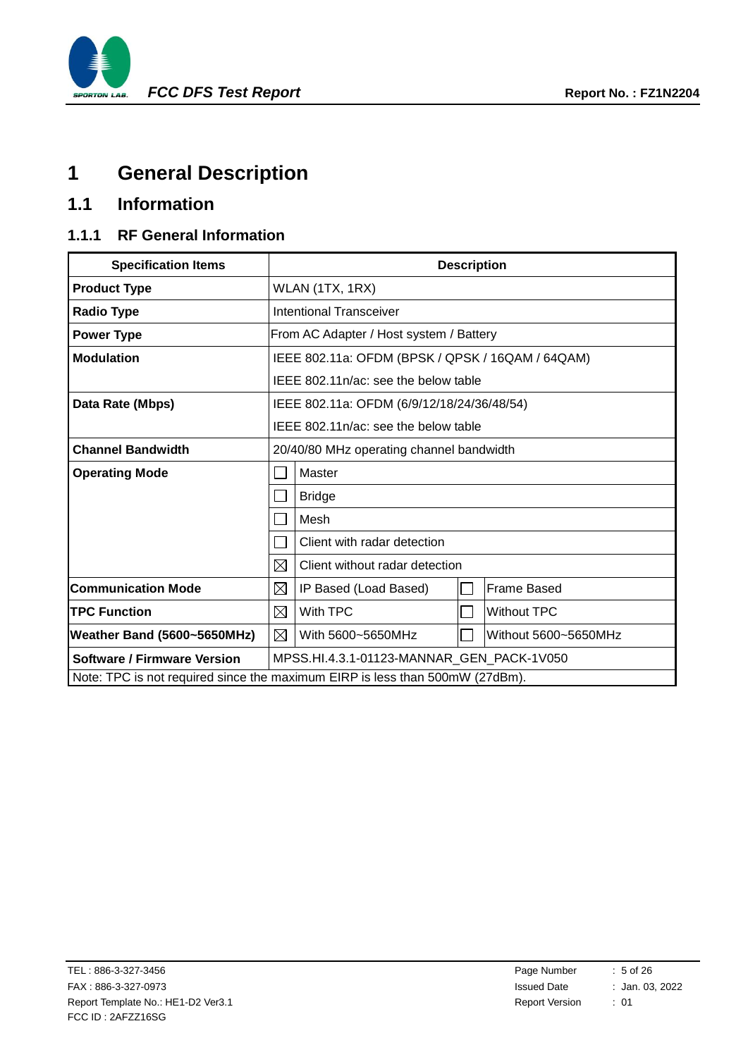# 1 General Description

## 1.1 Information

### 1.1.1 RF General Information

| Specification Items | Description | | | |
|---|---|---|---|---|
| **Product Type** | WLAN (1TX, 1RX) | | | |
| **Radio Type** | Intentional Transceiver | | | |
| **Power Type** | From AC Adapter / Host system / Battery | | | |
| **Modulation** | IEEE 802.11a: OFDM (BPSK / QPSK / 16QAM / 64QAM) | | | |
| | IEEE 802.11n/ac: see the below table | | | |
| **Data Rate (Mbps)** | IEEE 802.11a: OFDM (6/9/12/18/24/36/48/54) | | | |
| | IEEE 802.11n/ac: see the below table | | | |
| **Channel Bandwidth** | 20/40/80 MHz operating channel bandwidth | | | |
| **Operating Mode** | ☐ | Master | | |
| | ☐ | Bridge | | |
| | ☐ | Mesh | | |
| | ☐ | Client with radar detection | | |
| | ☒ | Client without radar detection | | |
| **Communication Mode** | ☒ | IP Based (Load Based) | ☐ | Frame Based |
| **TPC Function** | ☒ | With TPC | ☐ | Without TPC |
| **Weather Band (5600~5650MHz)** | ☒ | With 5600~5650MHz | ☐ | Without 5600~5650MHz |
| **Software / Firmware Version** | MPSS.HI.4.3.1-01123-MANNAR_GEN_PACK-1V050 | | | |
| Note: TPC is not required since the maximum EIRP is less than 500mW (27dBm). | | | | |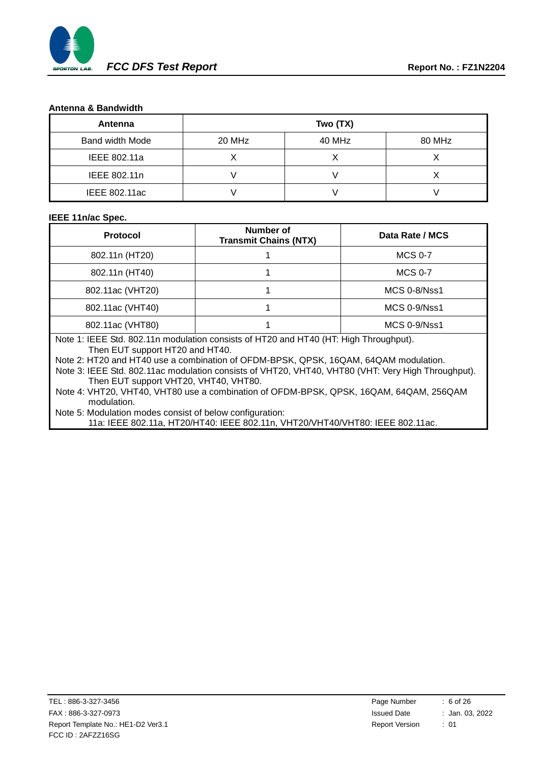**Antenna & Bandwidth**

| Antenna | Two (TX) | | |
|---|---|---|---|
| Band width Mode | 20 MHz | 40 MHz | 80 MHz |
| IEEE 802.11a | X | X | X |
| IEEE 802.11n | V | V | X |
| IEEE 802.11ac | V | V | V |

**IEEE 11n/ac Spec.**

| Protocol | Number of Transmit Chains (NTX) | Data Rate / MCS |
|---|---|---|
| 802.11n (HT20) | 1 | MCS 0-7 |
| 802.11n (HT40) | 1 | MCS 0-7 |
| 802.11ac (VHT20) | 1 | MCS 0-8/Nss1 |
| 802.11ac (VHT40) | 1 | MCS 0-9/Nss1 |
| 802.11ac (VHT80) | 1 | MCS 0-9/Nss1 |

Note 1: IEEE Std. 802.11n modulation consists of HT20 and HT40 (HT: High Throughput). Then EUT support HT20 and HT40.

Note 2: HT20 and HT40 use a combination of OFDM-BPSK, QPSK, 16QAM, 64QAM modulation.

Note 3: IEEE Std. 802.11ac modulation consists of VHT20, VHT40, VHT80 (VHT: Very High Throughput). Then EUT support VHT20, VHT40, VHT80.

Note 4: VHT20, VHT40, VHT80 use a combination of OFDM-BPSK, QPSK, 16QAM, 64QAM, 256QAM modulation.

Note 5: Modulation modes consist of below configuration:
11a: IEEE 802.11a, HT20/HT40: IEEE 802.11n, VHT20/VHT40/VHT80: IEEE 802.11ac.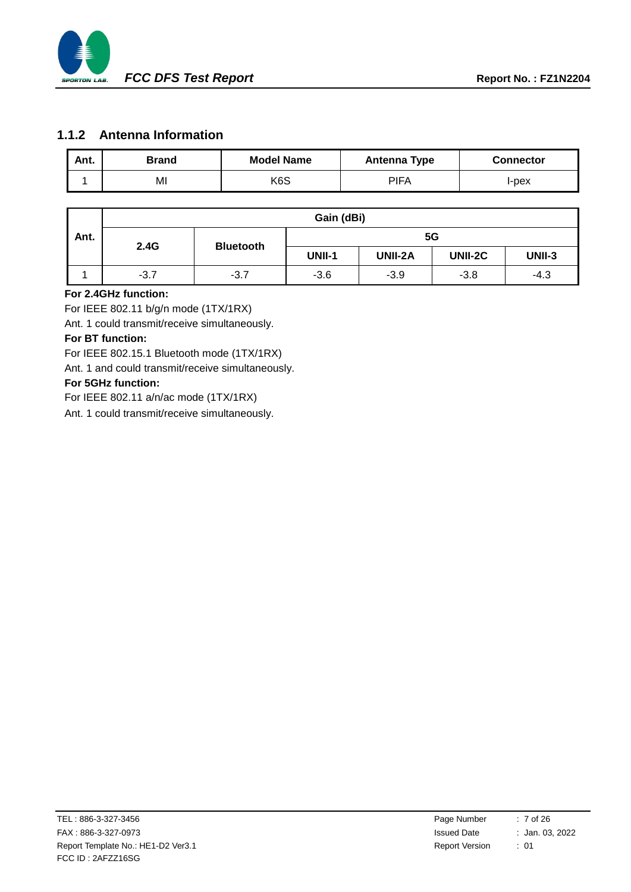### 1.1.2 Antenna Information

| Ant. | Brand | Model Name | Antenna Type | Connector |
|---|---|---|---|---|
| 1 | MI | K6S | PIFA | I-pex |

| Ant. | Gain (dBi) | | | | | |
|---|---|---|---|---|---|---|
| | 2.4G | Bluetooth | 5G | | | |
| | | | UNII-1 | UNII-2A | UNII-2C | UNII-3 |
| 1 | -3.7 | -3.7 | -3.6 | -3.9 | -3.8 | -4.3 |

**For 2.4GHz function:**

For IEEE 802.11 b/g/n mode (1TX/1RX)

Ant. 1 could transmit/receive simultaneously.

**For BT function:**

For IEEE 802.15.1 Bluetooth mode (1TX/1RX)

Ant. 1 and could transmit/receive simultaneously.

**For 5GHz function:**

For IEEE 802.11 a/n/ac mode (1TX/1RX)

Ant. 1 could transmit/receive simultaneously.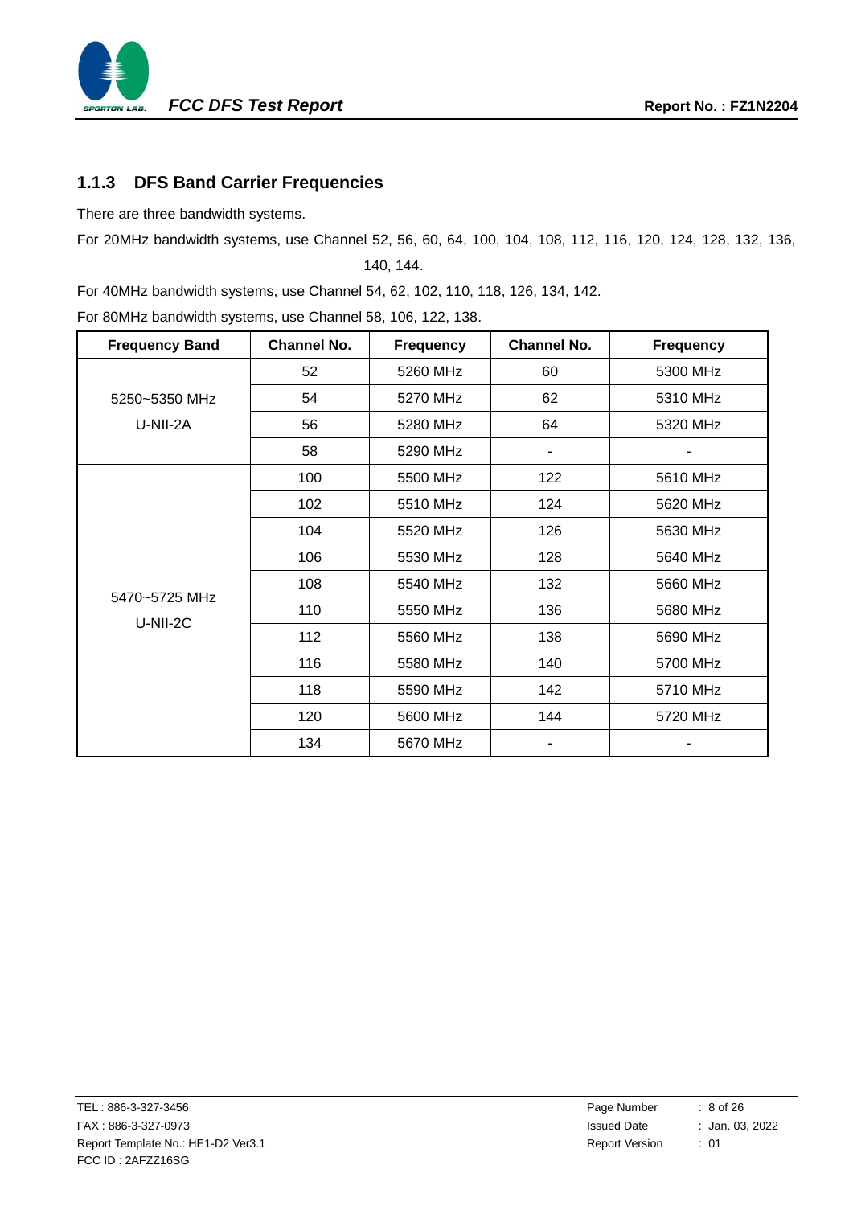### 1.1.3 DFS Band Carrier Frequencies

There are three bandwidth systems.

For 20MHz bandwidth systems, use Channel 52, 56, 60, 64, 100, 104, 108, 112, 116, 120, 124, 128, 132, 136, 140, 144.

For 40MHz bandwidth systems, use Channel 54, 62, 102, 110, 118, 126, 134, 142.

For 80MHz bandwidth systems, use Channel 58, 106, 122, 138.

| Frequency Band | Channel No. | Frequency | Channel No. | Frequency |
|---|---|---|---|---|
| 5250~5350 MHz U-NII-2A | 52 | 5260 MHz | 60 | 5300 MHz |
| | 54 | 5270 MHz | 62 | 5310 MHz |
| | 56 | 5280 MHz | 64 | 5320 MHz |
| | 58 | 5290 MHz | - | - |
| 5470~5725 MHz U-NII-2C | 100 | 5500 MHz | 122 | 5610 MHz |
| | 102 | 5510 MHz | 124 | 5620 MHz |
| | 104 | 5520 MHz | 126 | 5630 MHz |
| | 106 | 5530 MHz | 128 | 5640 MHz |
| | 108 | 5540 MHz | 132 | 5660 MHz |
| | 110 | 5550 MHz | 136 | 5680 MHz |
| | 112 | 5560 MHz | 138 | 5690 MHz |
| | 116 | 5580 MHz | 140 | 5700 MHz |
| | 118 | 5590 MHz | 142 | 5710 MHz |
| | 120 | 5600 MHz | 144 | 5720 MHz |
| | 134 | 5670 MHz | - | - |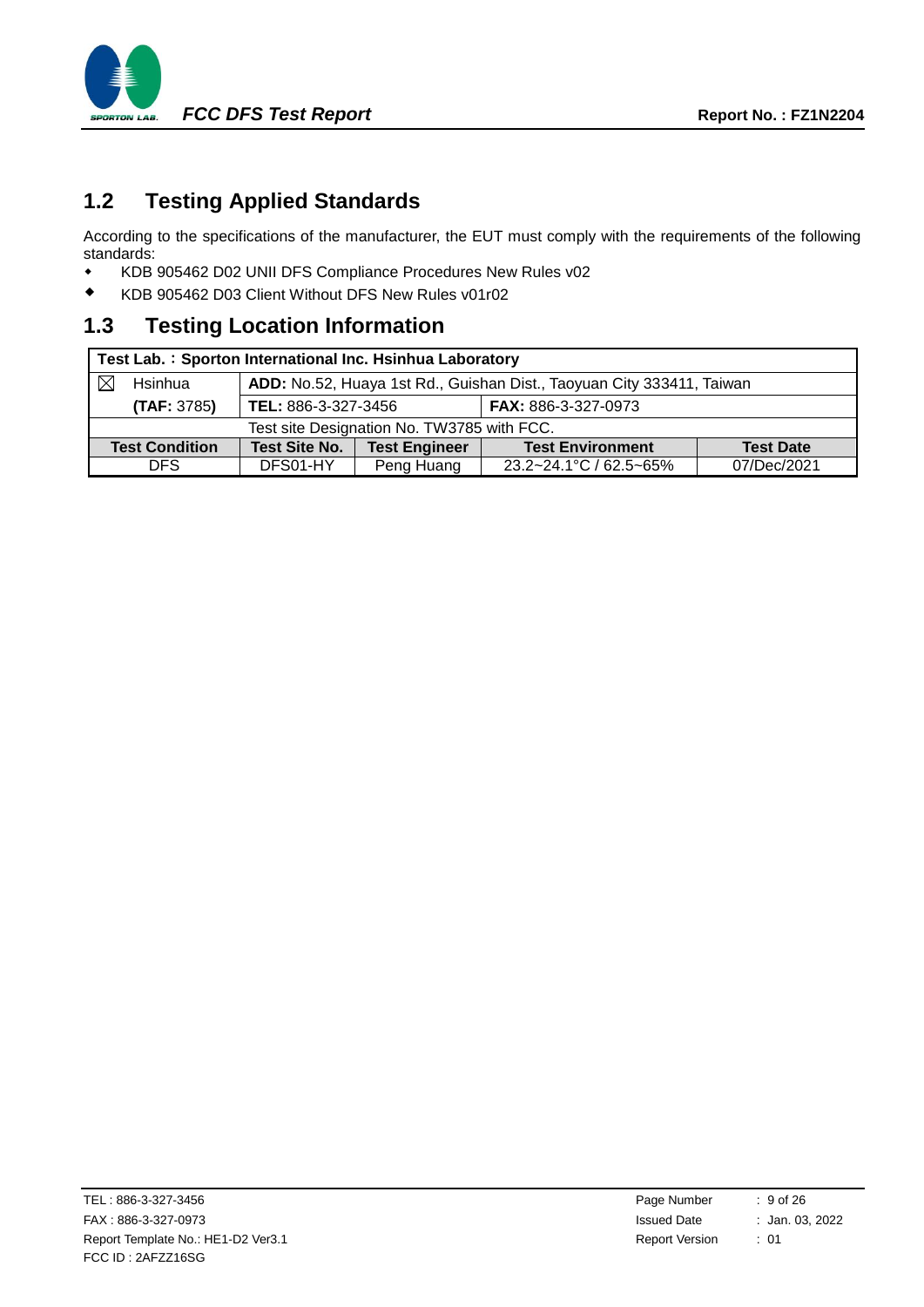## 1.2 Testing Applied Standards

According to the specifications of the manufacturer, the EUT must comply with the requirements of the following standards:

- KDB 905462 D02 UNII DFS Compliance Procedures New Rules v02
- KDB 905462 D03 Client Without DFS New Rules v01r02

## 1.3 Testing Location Information

| **Test Lab.：Sporton International Inc. Hsinhua Laboratory** | | | | |
|---|---|---|---|---|
| ☒ Hsinhua | **ADD:** No.52, Huaya 1st Rd., Guishan Dist., Taoyuan City 333411, Taiwan | | | |
| **(TAF:** 3785**)** | **TEL:** 886-3-327-3456 | | **FAX:** 886-3-327-0973 | |
| Test site Designation No. TW3785 with FCC. | | | | |
| **Test Condition** | **Test Site No.** | **Test Engineer** | **Test Environment** | **Test Date** |
| DFS | DFS01-HY | Peng Huang | 23.2~24.1°C / 62.5~65% | 07/Dec/2021 |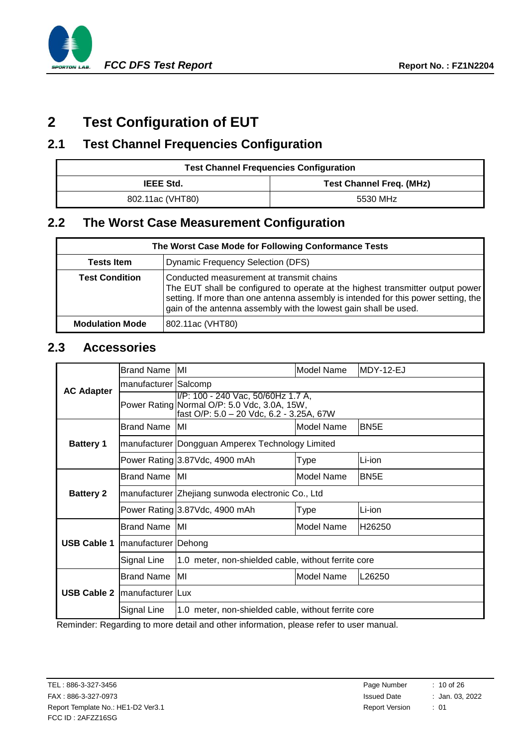# 2 Test Configuration of EUT

## 2.1 Test Channel Frequencies Configuration

| Test Channel Frequencies Configuration | |
|---|---|
| **IEEE Std.** | **Test Channel Freq. (MHz)** |
| 802.11ac (VHT80) | 5530 MHz |

## 2.2 The Worst Case Measurement Configuration

| The Worst Case Mode for Following Conformance Tests | |
|---|---|
| **Tests Item** | Dynamic Frequency Selection (DFS) |
| **Test Condition** | Conducted measurement at transmit chains<br>The EUT shall be configured to operate at the highest transmitter output power setting. If more than one antenna assembly is intended for this power setting, the gain of the antenna assembly with the lowest gain shall be used. |
| **Modulation Mode** | 802.11ac (VHT80) |

## 2.3 Accessories

| | | | | |
|---|---|---|---|---|
| **AC Adapter** | Brand Name | MI | Model Name | MDY-12-EJ |
| | manufacturer | Salcomp | | |
| | Power Rating | I/P: 100 - 240 Vac, 50/60Hz 1.7 A,<br>Normal O/P: 5.0 Vdc, 3.0A, 15W,<br>fast O/P: 5.0 – 20 Vdc, 6.2 - 3.25A, 67W | | |
| **Battery 1** | Brand Name | MI | Model Name | BN5E |
| | manufacturer | Dongguan Amperex Technology Limited | | |
| | Power Rating | 3.87Vdc, 4900 mAh | Type | Li-ion |
| **Battery 2** | Brand Name | MI | Model Name | BN5E |
| | manufacturer | Zhejiang sunwoda electronic Co., Ltd | | |
| | Power Rating | 3.87Vdc, 4900 mAh | Type | Li-ion |
| **USB Cable 1** | Brand Name | MI | Model Name | H26250 |
| | manufacturer | Dehong | | |
| | Signal Line | 1.0 meter, non-shielded cable, without ferrite core | | |
| **USB Cable 2** | Brand Name | MI | Model Name | L26250 |
| | manufacturer | Lux | | |
| | Signal Line | 1.0 meter, non-shielded cable, without ferrite core | | |

Reminder: Regarding to more detail and other information, please refer to user manual.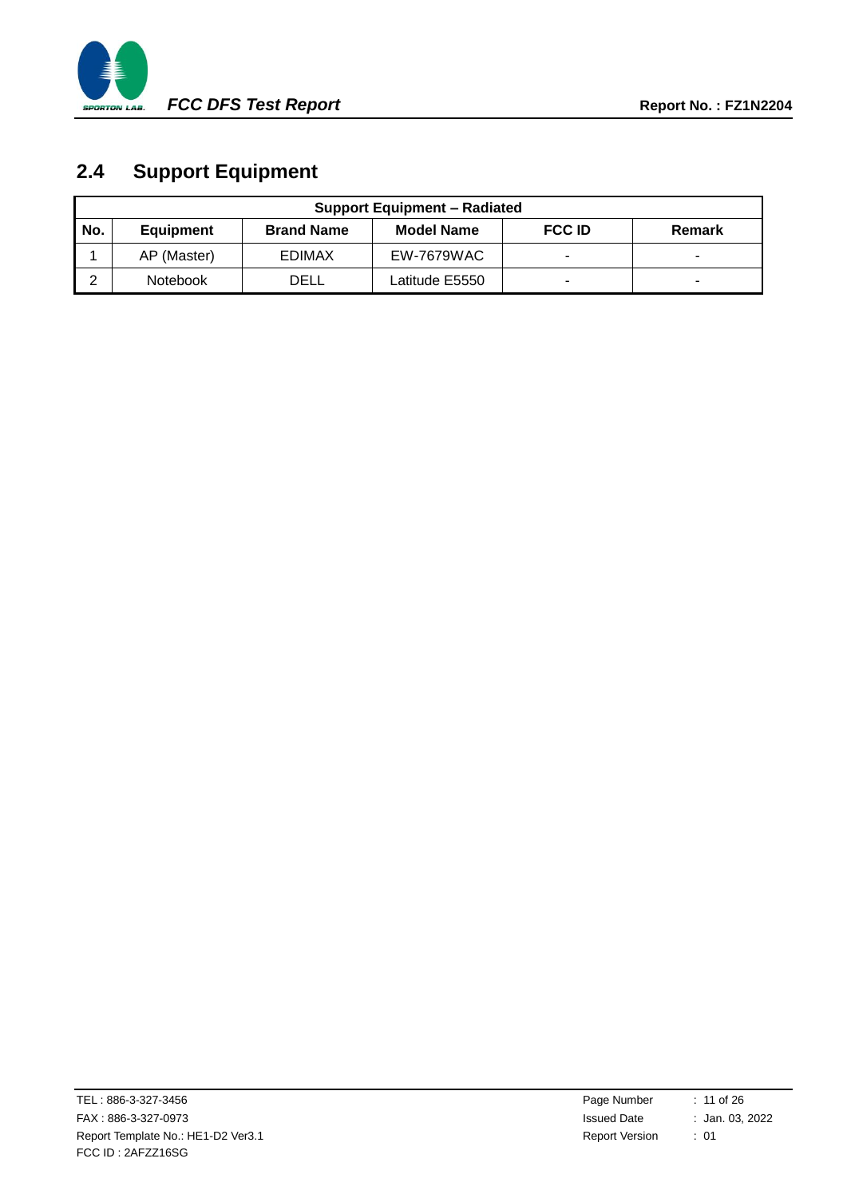## 2.4 Support Equipment

| Support Equipment – Radiated | | | | | |
|---|---|---|---|---|---|
| **No.** | **Equipment** | **Brand Name** | **Model Name** | **FCC ID** | **Remark** |
| 1 | AP (Master) | EDIMAX | EW-7679WAC | - | - |
| 2 | Notebook | DELL | Latitude E5550 | - | - |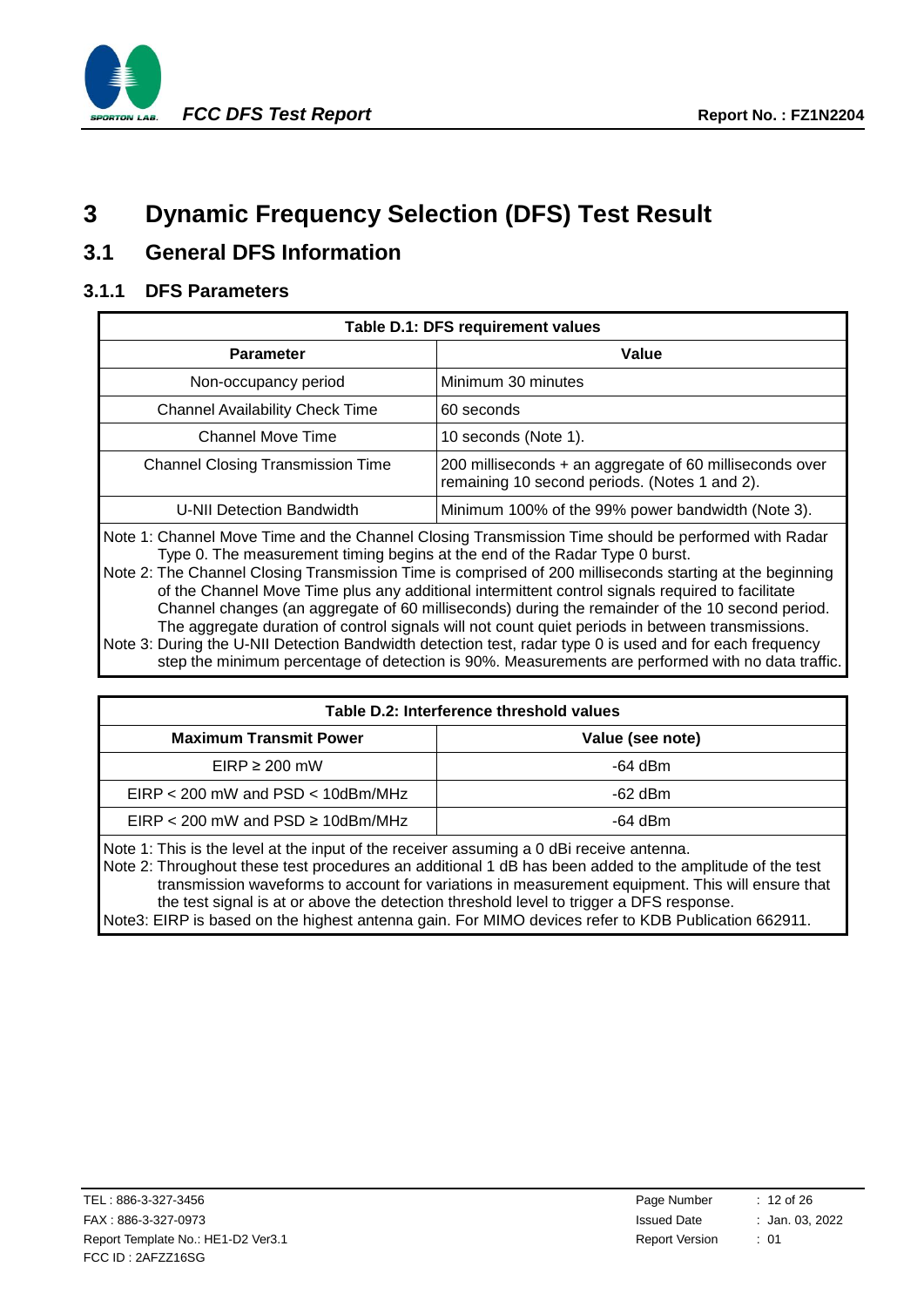# 3 Dynamic Frequency Selection (DFS) Test Result

## 3.1 General DFS Information

### 3.1.1 DFS Parameters

| Table D.1: DFS requirement values | |
|---|---|
| **Parameter** | **Value** |
| Non-occupancy period | Minimum 30 minutes |
| Channel Availability Check Time | 60 seconds |
| Channel Move Time | 10 seconds (Note 1). |
| Channel Closing Transmission Time | 200 milliseconds + an aggregate of 60 milliseconds over remaining 10 second periods. (Notes 1 and 2). |
| U-NII Detection Bandwidth | Minimum 100% of the 99% power bandwidth (Note 3). |

Note 1: Channel Move Time and the Channel Closing Transmission Time should be performed with Radar Type 0. The measurement timing begins at the end of the Radar Type 0 burst.

Note 2: The Channel Closing Transmission Time is comprised of 200 milliseconds starting at the beginning of the Channel Move Time plus any additional intermittent control signals required to facilitate Channel changes (an aggregate of 60 milliseconds) during the remainder of the 10 second period. The aggregate duration of control signals will not count quiet periods in between transmissions.

Note 3: During the U-NII Detection Bandwidth detection test, radar type 0 is used and for each frequency step the minimum percentage of detection is 90%. Measurements are performed with no data traffic.

| Table D.2: Interference threshold values | |
|---|---|
| **Maximum Transmit Power** | **Value (see note)** |
| EIRP ≥ 200 mW | -64 dBm |
| EIRP < 200 mW and PSD < 10dBm/MHz | -62 dBm |
| EIRP < 200 mW and PSD ≥ 10dBm/MHz | -64 dBm |

Note 1: This is the level at the input of the receiver assuming a 0 dBi receive antenna.

Note 2: Throughout these test procedures an additional 1 dB has been added to the amplitude of the test transmission waveforms to account for variations in measurement equipment. This will ensure that the test signal is at or above the detection threshold level to trigger a DFS response.

Note3: EIRP is based on the highest antenna gain. For MIMO devices refer to KDB Publication 662911.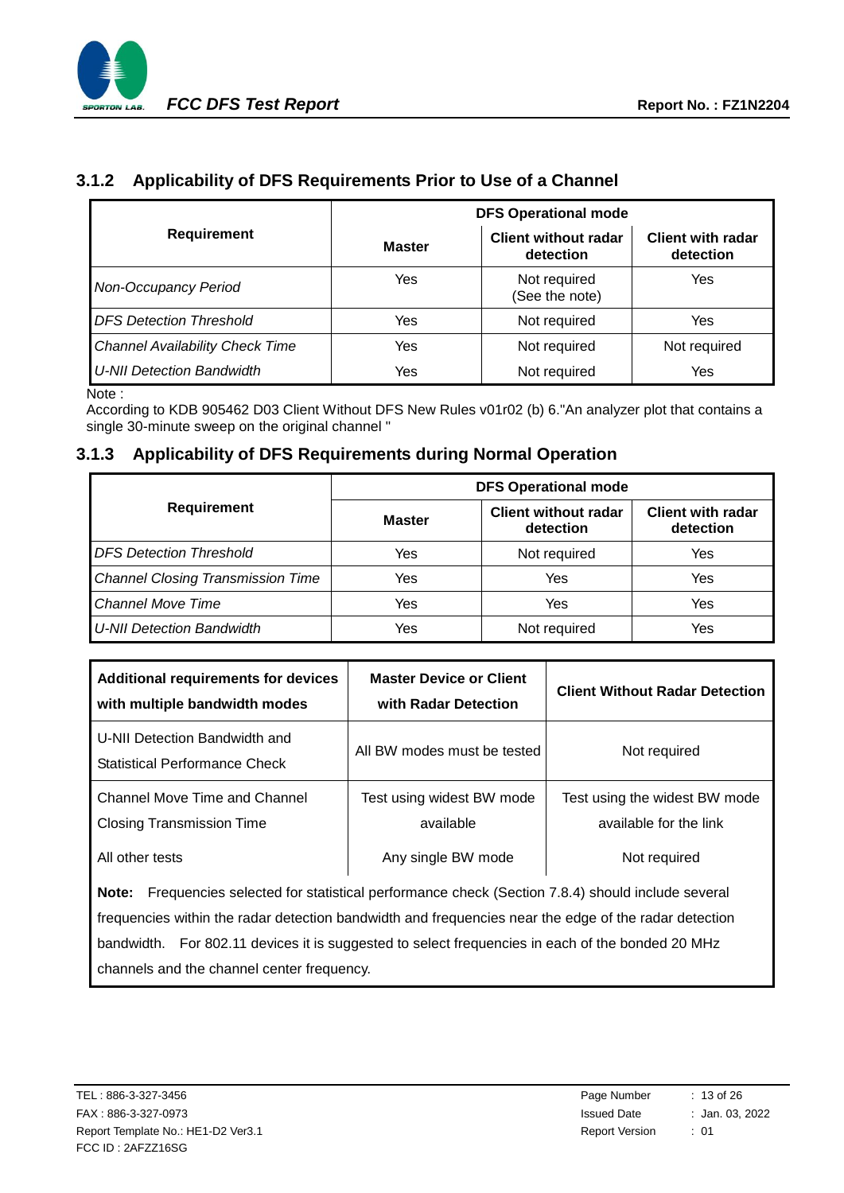### 3.1.2 Applicability of DFS Requirements Prior to Use of a Channel

| Requirement | DFS Operational mode | | |
|---|---|---|---|
| | **Master** | **Client without radar detection** | **Client with radar detection** |
| *Non-Occupancy Period* | Yes | Not required (See the note) | Yes |
| *DFS Detection Threshold* | Yes | Not required | Yes |
| *Channel Availability Check Time* | Yes | Not required | Not required |
| *U-NII Detection Bandwidth* | Yes | Not required | Yes |

Note :
According to KDB 905462 D03 Client Without DFS New Rules v01r02 (b) 6."An analyzer plot that contains a single 30-minute sweep on the original channel "

### 3.1.3 Applicability of DFS Requirements during Normal Operation

| Requirement | DFS Operational mode | | |
|---|---|---|---|
| | **Master** | **Client without radar detection** | **Client with radar detection** |
| *DFS Detection Threshold* | Yes | Not required | Yes |
| *Channel Closing Transmission Time* | Yes | Yes | Yes |
| *Channel Move Time* | Yes | Yes | Yes |
| *U-NII Detection Bandwidth* | Yes | Not required | Yes |

| **Additional requirements for devices with multiple bandwidth modes** | **Master Device or Client with Radar Detection** | **Client Without Radar Detection** |
|---|---|---|
| U-NII Detection Bandwidth and Statistical Performance Check | All BW modes must be tested | Not required |
| Channel Move Time and Channel Closing Transmission Time | Test using widest BW mode available | Test using the widest BW mode available for the link |
| All other tests | Any single BW mode | Not required |

**Note:** Frequencies selected for statistical performance check (Section 7.8.4) should include several frequencies within the radar detection bandwidth and frequencies near the edge of the radar detection bandwidth. For 802.11 devices it is suggested to select frequencies in each of the bonded 20 MHz channels and the channel center frequency.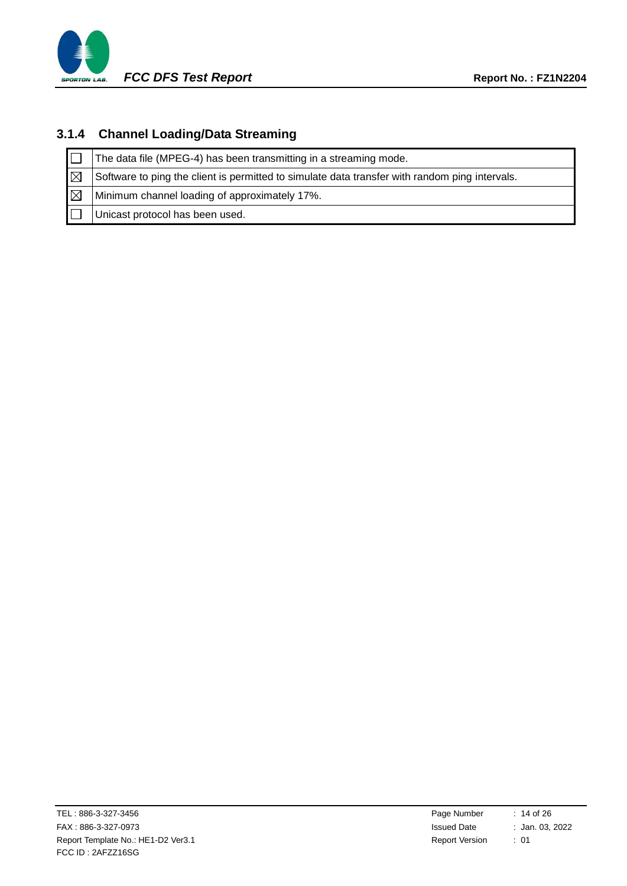### 3.1.4 Channel Loading/Data Streaming

| | |
|---|---|
| ☐ | The data file (MPEG-4) has been transmitting in a streaming mode. |
| ☒ | Software to ping the client is permitted to simulate data transfer with random ping intervals. |
| ☒ | Minimum channel loading of approximately 17%. |
| ☐ | Unicast protocol has been used. |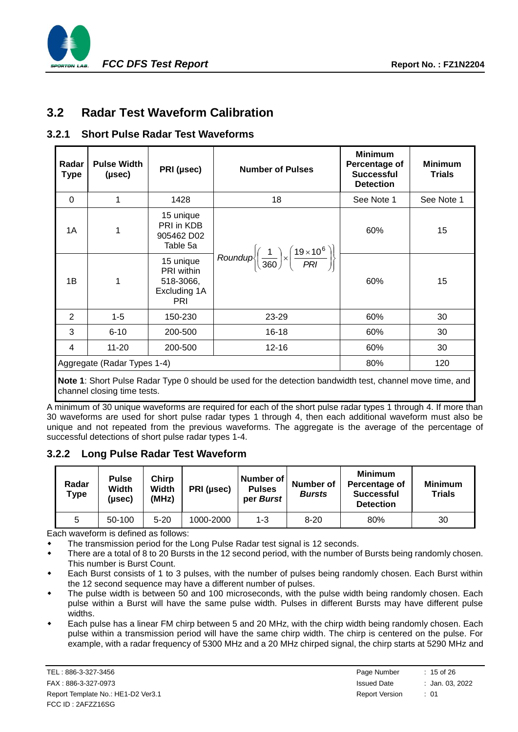## 3.2 Radar Test Waveform Calibration

### 3.2.1 Short Pulse Radar Test Waveforms

| Radar Type | Pulse Width (μsec) | PRI (μsec) | Number of Pulses | Minimum Percentage of Successful Detection | Minimum Trials |
|---|---|---|---|---|---|
| 0 | 1 | 1428 | 18 | See Note 1 | See Note 1 |
| 1A | 1 | 15 unique PRI in KDB 905462 D02 Table 5a | $Roundup\left\{\left(\frac{1}{360}\right)\times\left(\frac{19\times10^{6}}{PRI}\right)\right\}$ | 60% | 15 |
| 1B | 1 | 15 unique PRI within 518-3066, Excluding 1A PRI | $Roundup\left\{\left(\frac{1}{360}\right)\times\left(\frac{19\times10^{6}}{PRI}\right)\right\}$ | 60% | 15 |
| 2 | 1-5 | 150-230 | 23-29 | 60% | 30 |
| 3 | 6-10 | 200-500 | 16-18 | 60% | 30 |
| 4 | 11-20 | 200-500 | 12-16 | 60% | 30 |
| Aggregate (Radar Types 1-4) | | | | 80% | 120 |

**Note 1**: Short Pulse Radar Type 0 should be used for the detection bandwidth test, channel move time, and channel closing time tests.

A minimum of 30 unique waveforms are required for each of the short pulse radar types 1 through 4. If more than 30 waveforms are used for short pulse radar types 1 through 4, then each additional waveform must also be unique and not repeated from the previous waveforms. The aggregate is the average of the percentage of successful detections of short pulse radar types 1-4.

### 3.2.2 Long Pulse Radar Test Waveform

| Radar Type | Pulse Width (μsec) | Chirp Width (MHz) | PRI (μsec) | Number of Pulses per *Burst* | Number of *Bursts* | Minimum Percentage of Successful Detection | Minimum Trials |
|---|---|---|---|---|---|---|---|
| 5 | 50-100 | 5-20 | 1000-2000 | 1-3 | 8-20 | 80% | 30 |

Each waveform is defined as follows:

- The transmission period for the Long Pulse Radar test signal is 12 seconds.
- There are a total of 8 to 20 Bursts in the 12 second period, with the number of Bursts being randomly chosen. This number is Burst Count.
- Each Burst consists of 1 to 3 pulses, with the number of pulses being randomly chosen. Each Burst within the 12 second sequence may have a different number of pulses.
- The pulse width is between 50 and 100 microseconds, with the pulse width being randomly chosen. Each pulse within a Burst will have the same pulse width. Pulses in different Bursts may have different pulse widths.
- Each pulse has a linear FM chirp between 5 and 20 MHz, with the chirp width being randomly chosen. Each pulse within a transmission period will have the same chirp width. The chirp is centered on the pulse. For example, with a radar frequency of 5300 MHz and a 20 MHz chirped signal, the chirp starts at 5290 MHz and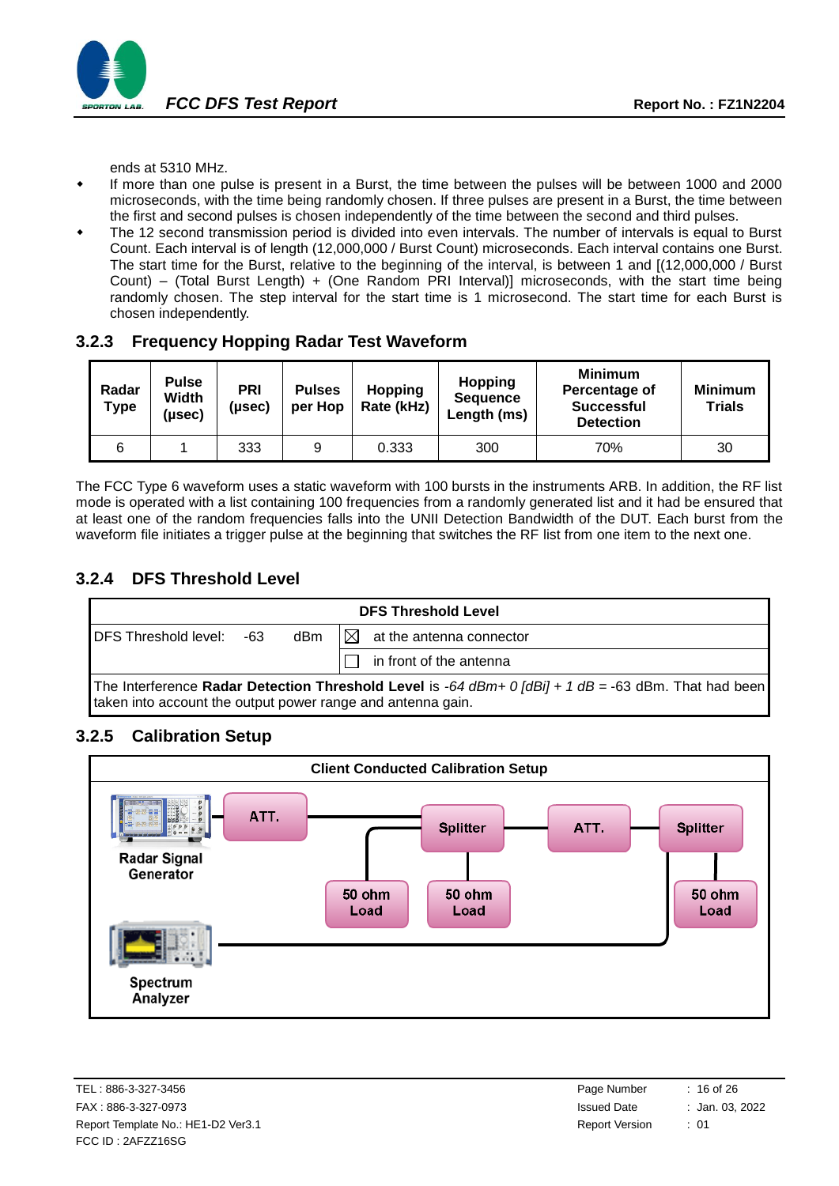ends at 5310 MHz.

- If more than one pulse is present in a Burst, the time between the pulses will be between 1000 and 2000 microseconds, with the time being randomly chosen. If three pulses are present in a Burst, the time between the first and second pulses is chosen independently of the time between the second and third pulses.
- The 12 second transmission period is divided into even intervals. The number of intervals is equal to Burst Count. Each interval is of length (12,000,000 / Burst Count) microseconds. Each interval contains one Burst. The start time for the Burst, relative to the beginning of the interval, is between 1 and [(12,000,000 / Burst Count) – (Total Burst Length) + (One Random PRI Interval)] microseconds, with the start time being randomly chosen. The step interval for the start time is 1 microsecond. The start time for each Burst is chosen independently.

### 3.2.3 Frequency Hopping Radar Test Waveform

| Radar Type | Pulse Width (μsec) | PRI (μsec) | Pulses per Hop | Hopping Rate (kHz) | Hopping Sequence Length (ms) | Minimum Percentage of Successful Detection | Minimum Trials |
|---|---|---|---|---|---|---|---|
| 6 | 1 | 333 | 9 | 0.333 | 300 | 70% | 30 |

The FCC Type 6 waveform uses a static waveform with 100 bursts in the instruments ARB. In addition, the RF list mode is operated with a list containing 100 frequencies from a randomly generated list and it had be ensured that at least one of the random frequencies falls into the UNII Detection Bandwidth of the DUT. Each burst from the waveform file initiates a trigger pulse at the beginning that switches the RF list from one item to the next one.

### 3.2.4 DFS Threshold Level

| DFS Threshold Level | | | |
|---|---|---|---|
| DFS Threshold level: | -63 | dBm | ☒ at the antenna connector |
| | | | ☐ in front of the antenna |
| The Interference **Radar Detection Threshold Level** is *-64 dBm+ 0 [dBi] + 1 dB* = -63 dBm. That had been taken into account the output power range and antenna gain. | | | |

### 3.2.5 Calibration Setup

**Client Conducted Calibration Setup**

Radar Signal Generator → ATT. → Splitter (50 ohm Load) → ATT. → Splitter (50 ohm Load) → Spectrum Analyzer; Splitter → 50 ohm Load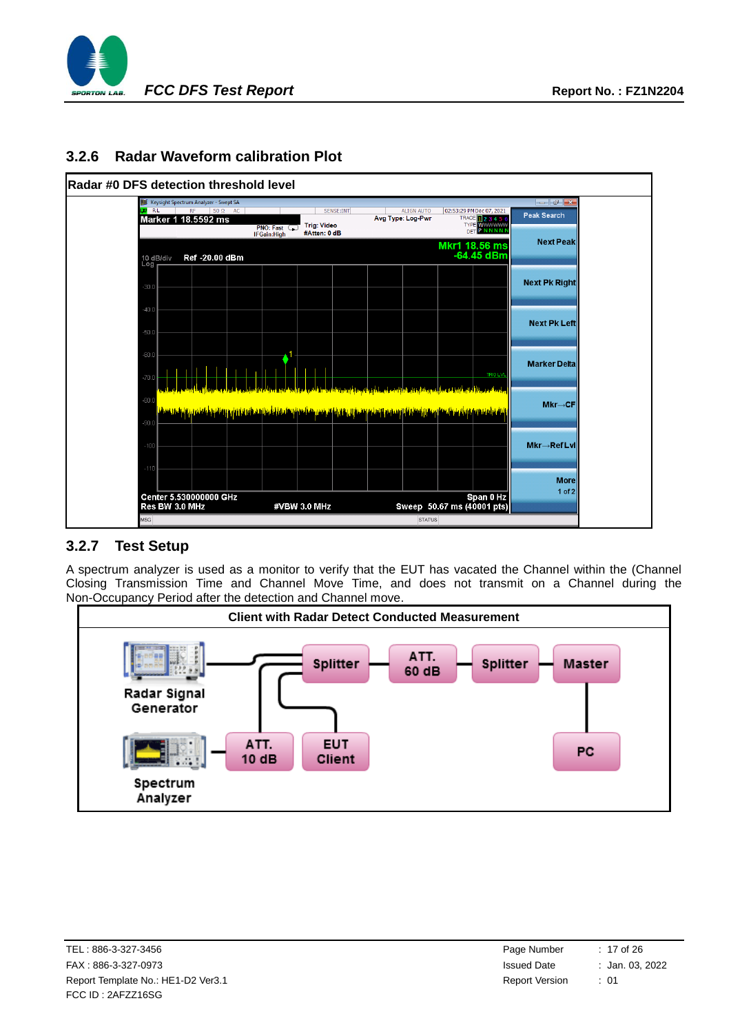### 3.2.6 Radar Waveform calibration Plot

| Radar #0 DFS detection threshold level |
| --- |
| |

### 3.2.7 Test Setup

A spectrum analyzer is used as a monitor to verify that the EUT has vacated the Channel within the (Channel Closing Transmission Time and Channel Move Time, and does not transmit on a Channel during the Non-Occupancy Period after the detection and Channel move.

| Client with Radar Detect Conducted Measurement |
| --- |
| |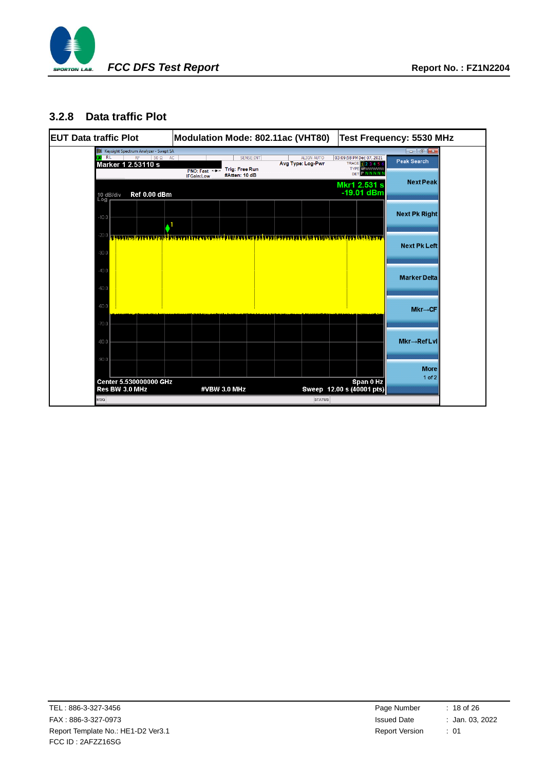### 3.2.8 Data traffic Plot

| EUT Data traffic Plot | Modulation Mode: 802.11ac (VHT80) | Test Frequency: 5530 MHz |
|---|---|---|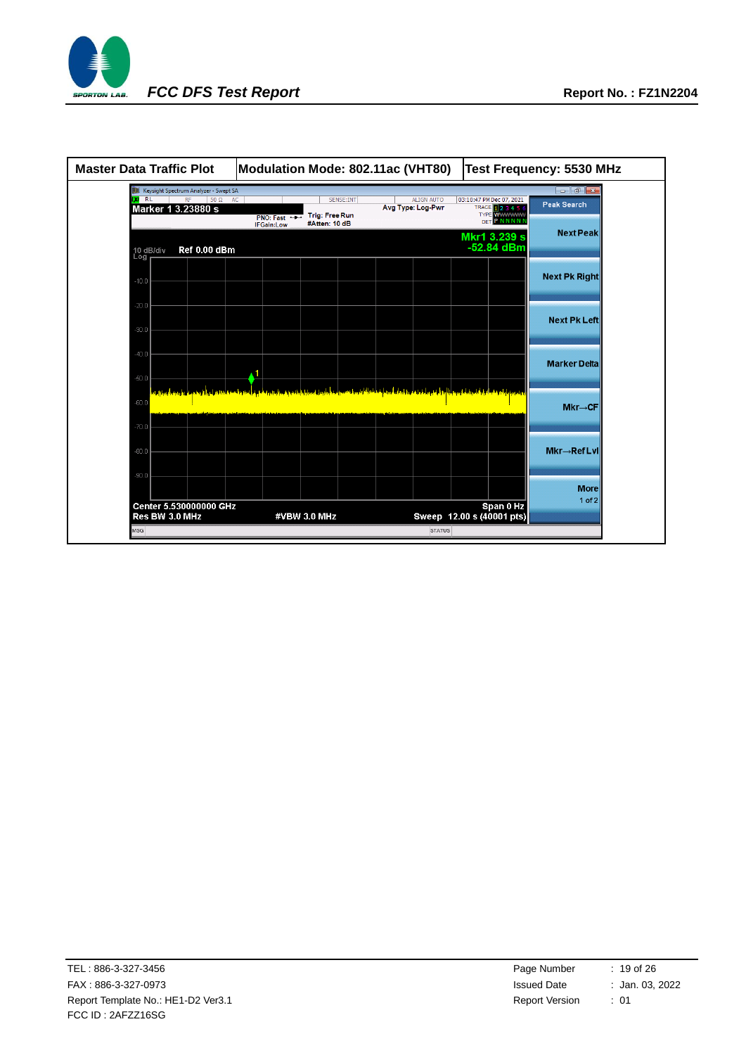| Master Data Traffic Plot | Modulation Mode: 802.11ac (VHT80) | Test Frequency: 5530 MHz |
|---|---|---|

Keysight Spectrum Analyzer - Swept SA

Marker 1 3.23880 s

PNO: Fast IFGain:Low | Trig: Free Run #Atten: 10 dB | Avg Type: Log-Pwr | 03:10:47 PM Dec 07, 2021

Mkr1 3.239 s
-52.84 dBm

10 dB/div Ref 0.00 dBm

Center 5.530000000 GHz | Span 0 Hz
Res BW 3.0 MHz | #VBW 3.0 MHz | Sweep 12.00 s (40001 pts)

Peak Search | Next Peak | Next Pk Right | Next Pk Left | Marker Delta | Mkr→CF | Mkr→RefLvl | More 1 of 2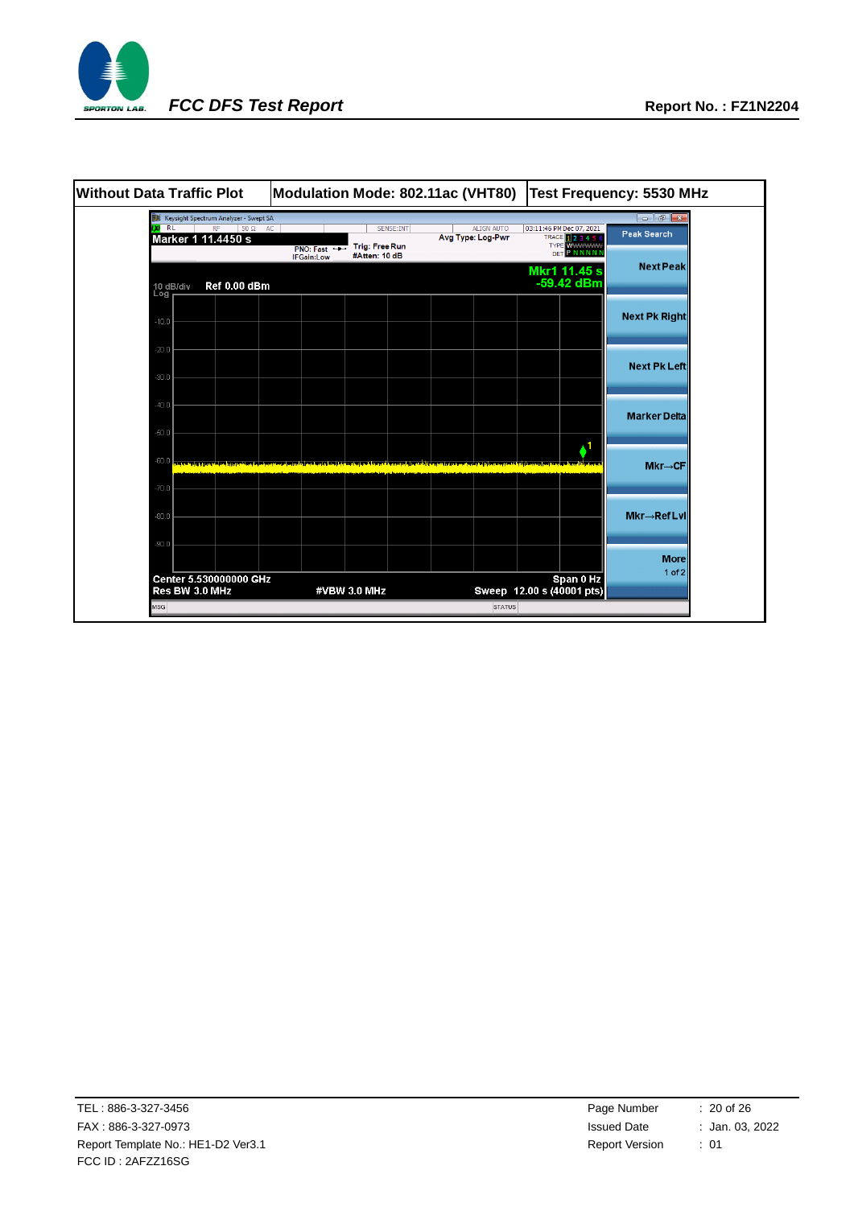| Without Data Traffic Plot | Modulation Mode: 802.11ac (VHT80) | Test Frequency: 5530 MHz |
|---|---|---|

Keysight Spectrum Analyzer - Swept SA

Marker 1 11.4450 s

PNO: Fast IFGain:Low | Trig: Free Run #Atten: 10 dB | Avg Type: Log-Pwr

03:11:46 PM Dec 07, 2021

Mkr1 11.45 s
-59.42 dBm

10 dB/div Log Ref 0.00 dBm

Center 5.530000000 GHz
Res BW 3.0 MHz
#VBW 3.0 MHz
Span 0 Hz
Sweep 12.00 s (40001 pts)

Peak Search | Next Peak | Next Pk Right | Next Pk Left | Marker Delta | Mkr→CF | Mkr→RefLvl | More 1 of 2

TEL : 886-3-327-3456
FAX : 886-3-327-0973
Report Template No.: HE1-D2 Ver3.1
FCC ID : 2AFZZ16SG

Issued Date : Jan. 03, 2022
Report Version : 01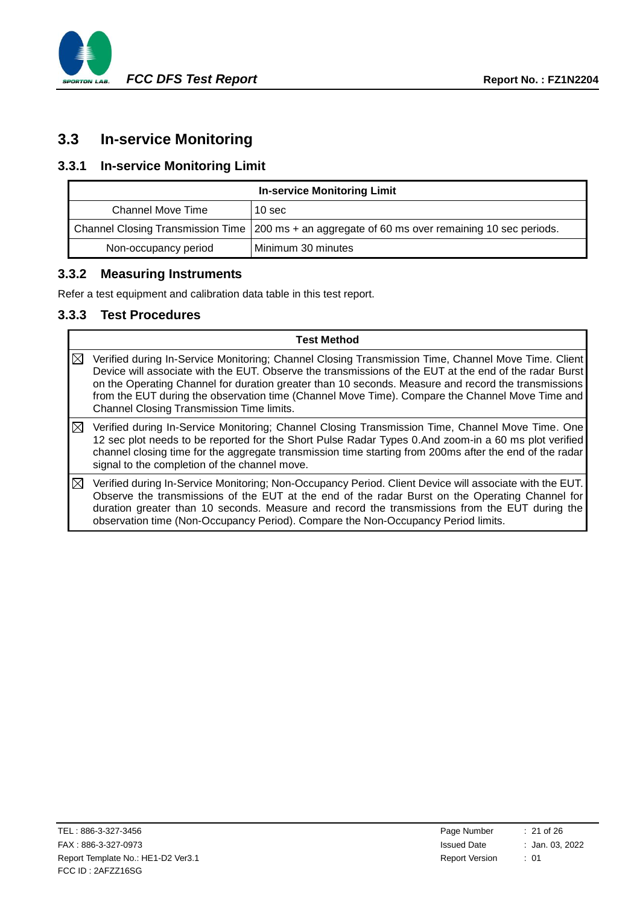## 3.3 In-service Monitoring

### 3.3.1 In-service Monitoring Limit

| In-service Monitoring Limit | |
|---|---|
| Channel Move Time | 10 sec |
| Channel Closing Transmission Time | 200 ms + an aggregate of 60 ms over remaining 10 sec periods. |
| Non-occupancy period | Minimum 30 minutes |

### 3.3.2 Measuring Instruments

Refer a test equipment and calibration data table in this test report.

### 3.3.3 Test Procedures

| | Test Method |
|---|---|
| ☒ | Verified during In-Service Monitoring; Channel Closing Transmission Time, Channel Move Time. Client Device will associate with the EUT. Observe the transmissions of the EUT at the end of the radar Burst on the Operating Channel for duration greater than 10 seconds. Measure and record the transmissions from the EUT during the observation time (Channel Move Time). Compare the Channel Move Time and Channel Closing Transmission Time limits. |
| ☒ | Verified during In-Service Monitoring; Channel Closing Transmission Time, Channel Move Time. One 12 sec plot needs to be reported for the Short Pulse Radar Types 0.And zoom-in a 60 ms plot verified channel closing time for the aggregate transmission time starting from 200ms after the end of the radar signal to the completion of the channel move. |
| ☒ | Verified during In-Service Monitoring; Non-Occupancy Period. Client Device will associate with the EUT. Observe the transmissions of the EUT at the end of the radar Burst on the Operating Channel for duration greater than 10 seconds. Measure and record the transmissions from the EUT during the observation time (Non-Occupancy Period). Compare the Non-Occupancy Period limits. |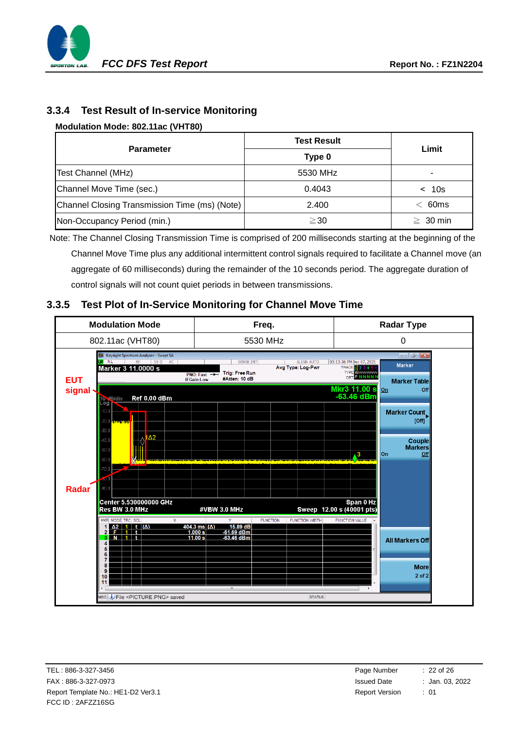### 3.3.4 Test Result of In-service Monitoring

**Modulation Mode: 802.11ac (VHT80)**

| Parameter | Test Result | Limit |
|---|---|---|
| | Type 0 | |
| Test Channel (MHz) | 5530 MHz | - |
| Channel Move Time (sec.) | 0.4043 | < 10s |
| Channel Closing Transmission Time (ms) (Note) | 2.400 | < 60ms |
| Non-Occupancy Period (min.) | ≧30 | ≧ 30 min |

Note: The Channel Closing Transmission Time is comprised of 200 milliseconds starting at the beginning of the Channel Move Time plus any additional intermittent control signals required to facilitate a Channel move (an aggregate of 60 milliseconds) during the remainder of the 10 seconds period. The aggregate duration of control signals will not count quiet periods in between transmissions.

### 3.3.5 Test Plot of In-Service Monitoring for Channel Move Time

| Modulation Mode | Freq. | Radar Type |
|---|---|---|
| 802.11ac (VHT80) | 5530 MHz | 0 |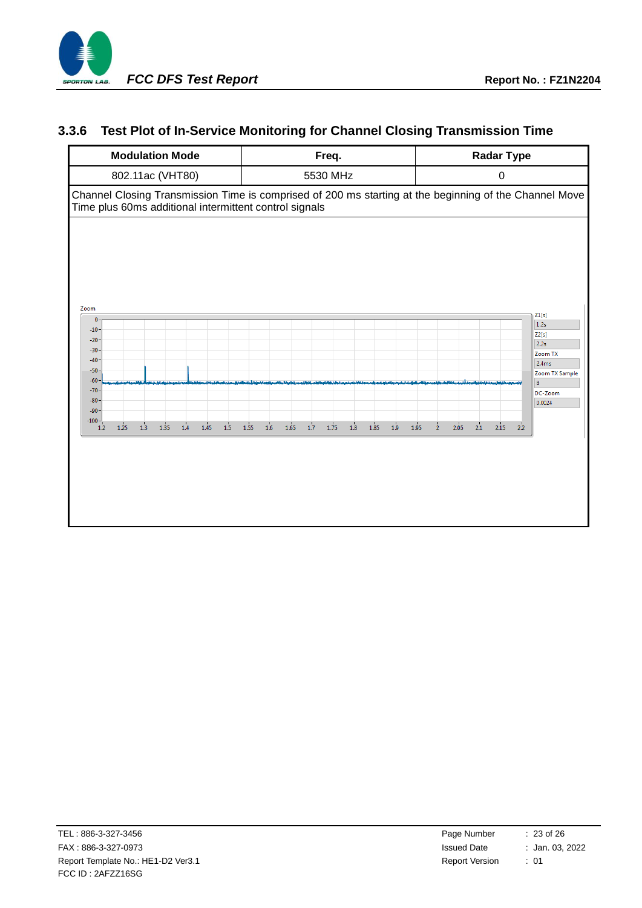### 3.3.6 Test Plot of In-Service Monitoring for Channel Closing Transmission Time

| Modulation Mode | Freq. | Radar Type |
|---|---|---|
| 802.11ac (VHT80) | 5530 MHz | 0 |
| Channel Closing Transmission Time is comprised of 200 ms starting at the beginning of the Channel Move Time plus 60ms additional intermittent control signals | | |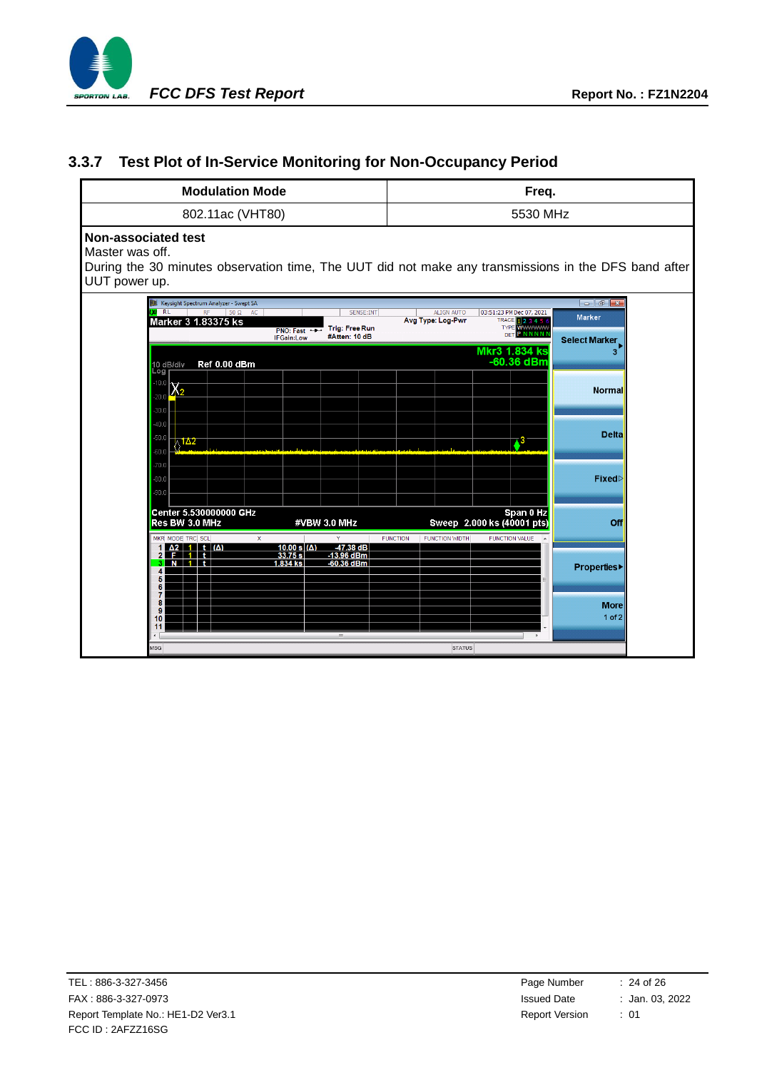### 3.3.7 Test Plot of In-Service Monitoring for Non-Occupancy Period

| Modulation Mode | Freq. |
|---|---|
| 802.11ac (VHT80) | 5530 MHz |

**Non-associated test**

Master was off.

During the 30 minutes observation time, The UUT did not make any transmissions in the DFS band after UUT power up.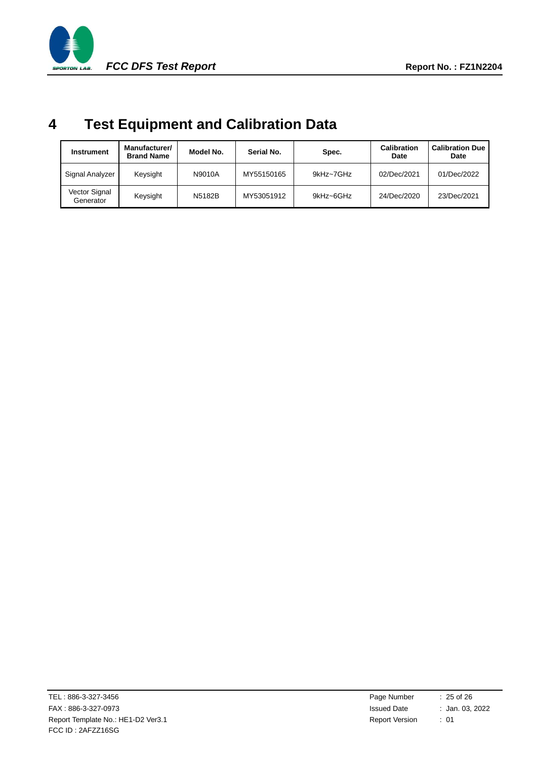# 4 Test Equipment and Calibration Data

| Instrument | Manufacturer/ Brand Name | Model No. | Serial No. | Spec. | Calibration Date | Calibration Due Date |
|---|---|---|---|---|---|---|
| Signal Analyzer | Keysight | N9010A | MY55150165 | 9kHz~7GHz | 02/Dec/2021 | 01/Dec/2022 |
| Vector Signal Generator | Keysight | N5182B | MY53051912 | 9kHz~6GHz | 24/Dec/2020 | 23/Dec/2021 |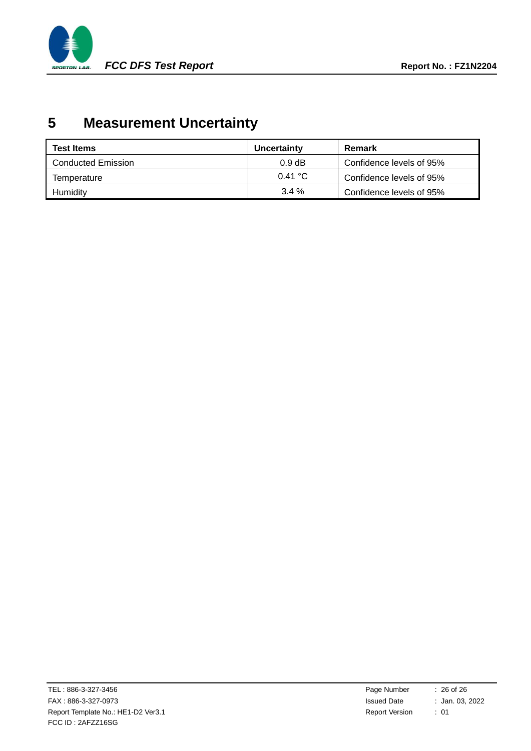# 5 Measurement Uncertainty

| Test Items | Uncertainty | Remark |
|---|---|---|
| Conducted Emission | 0.9 dB | Confidence levels of 95% |
| Temperature | 0.41 °C | Confidence levels of 95% |
| Humidity | 3.4 % | Confidence levels of 95% |